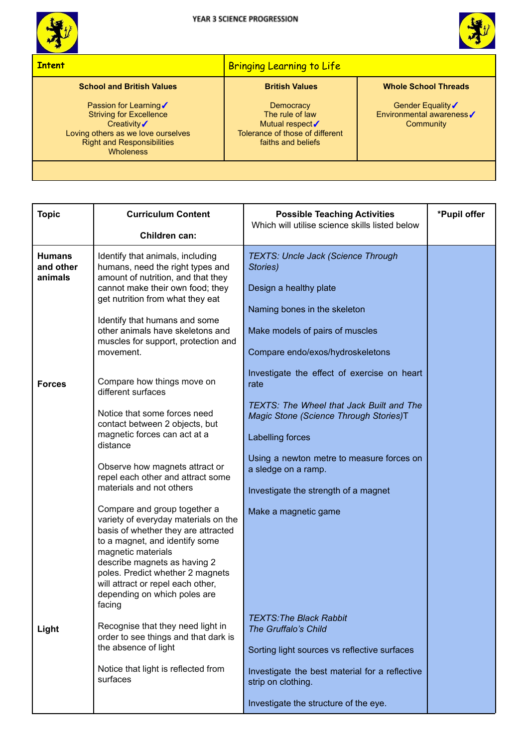# YEAR 3 SCIENCE PROGRESSION

| Intent | Bringing Learning to Life | |
|---|---|---|
| **School and British Values**<br><br>Passion for Learning ✓<br>Striving for Excellence<br>Creativity ✓<br>Loving others as we love ourselves<br>Right and Responsibilities<br>Wholeness | **British Values**<br><br>Democracy<br>The rule of law<br>Mutual respect ✓<br>Tolerance of those of different faiths and beliefs | **Whole School Threads**<br><br>Gender Equality ✓<br>Environmental awareness ✓<br>Community |

| Topic | Curriculum Content<br><br>Children can: | Possible Teaching Activities<br>Which will utilise science skills listed below | *Pupil offer |
|---|---|---|---|
| **Humans and other animals** | Identify that animals, including humans, need the right types and amount of nutrition, and that they cannot make their own food; they get nutrition from what they eat<br><br>Identify that humans and some other animals have skeletons and muscles for support, protection and movement. | *TEXTS: Uncle Jack (Science Through Stories)*<br><br>Design a healthy plate<br><br>Naming bones in the skeleton<br><br>Make models of pairs of muscles<br><br>Compare endo/exos/hydroskeletons<br><br>Investigate the effect of exercise on heart rate | |
| **Forces** | Compare how things move on different surfaces<br><br>Notice that some forces need contact between 2 objects, but magnetic forces can act at a distance<br><br>Observe how magnets attract or repel each other and attract some materials and not others<br><br>Compare and group together a variety of everyday materials on the basis of whether they are attracted to a magnet, and identify some magnetic materials<br>describe magnets as having 2 poles. Predict whether 2 magnets will attract or repel each other, depending on which poles are facing | *TEXTS: The Wheel that Jack Built and The Magic Stone (Science Through Stories)*T<br><br>Labelling forces<br><br>Using a newton metre to measure forces on a sledge on a ramp.<br><br>Investigate the strength of a magnet<br><br>Make a magnetic game | |
| **Light** | Recognise that they need light in order to see things and that dark is the absence of light<br><br>Notice that light is reflected from surfaces | *TEXTS:The Black Rabbit*<br>*The Gruffalo's Child*<br><br>Sorting light sources vs reflective surfaces<br><br>Investigate the best material for a reflective strip on clothing.<br><br>Investigate the structure of the eye. | |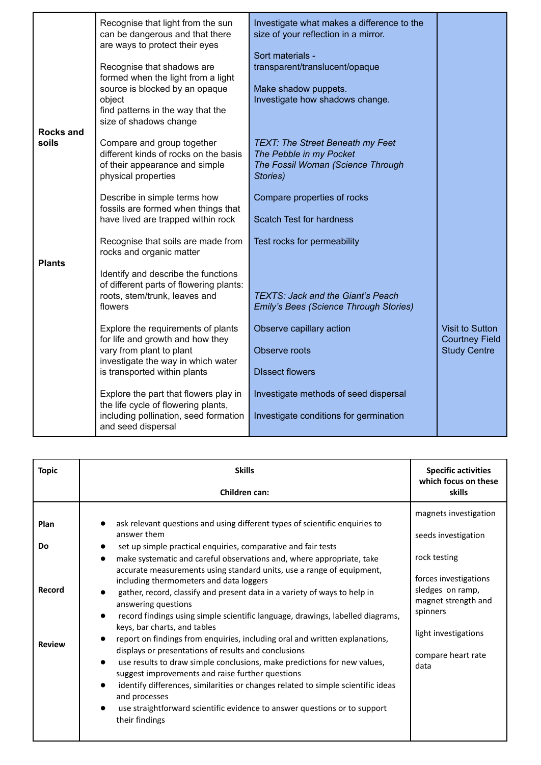| | | | |
|---|---|---|---|
| | Recognise that light from the sun can be dangerous and that there are ways to protect their eyes<br><br>Recognise that shadows are formed when the light from a light source is blocked by an opaque object<br>find patterns in the way that the size of shadows change | Investigate what makes a difference to the size of your reflection in a mirror.<br><br>Sort materials - transparent/translucent/opaque<br><br>Make shadow puppets.<br>Investigate how shadows change. | |
| **Rocks and soils** | Compare and group together different kinds of rocks on the basis of their appearance and simple physical properties<br><br>Describe in simple terms how fossils are formed when things that have lived are trapped within rock<br><br>Recognise that soils are made from rocks and organic matter | *TEXT: The Street Beneath my Feet*<br>*The Pebble in my Pocket*<br>*The Fossil Woman (Science Through Stories)*<br><br>Compare properties of rocks<br><br>Scatch Test for hardness<br><br>Test rocks for permeability | |
| **Plants** | Identify and describe the functions of different parts of flowering plants: roots, stem/trunk, leaves and flowers<br><br>Explore the requirements of plants for life and growth and how they vary from plant to plant<br>investigate the way in which water is transported within plants<br><br>Explore the part that flowers play in the life cycle of flowering plants, including pollination, seed formation and seed dispersal | *TEXTS: Jack and the Giant's Peach*<br>*Emily's Bees (Science Through Stories)*<br><br>Observe capillary action<br><br>Observe roots<br><br>DIssect flowers<br><br>Investigate methods of seed dispersal<br><br>Investigate conditions for germination | Visit to Sutton Courtney Field Study Centre |

| Topic | Skills<br><br>Children can: | Specific activities which focus on these skills |
|---|---|---|
| Plan<br><br>Do<br><br>Record<br><br>Review | • ask relevant questions and using different types of scientific enquiries to answer them<br>• set up simple practical enquiries, comparative and fair tests<br>• make systematic and careful observations and, where appropriate, take accurate measurements using standard units, use a range of equipment, including thermometers and data loggers<br>• gather, record, classify and present data in a variety of ways to help in answering questions<br>• record findings using simple scientific language, drawings, labelled diagrams, keys, bar charts, and tables<br>• report on findings from enquiries, including oral and written explanations, displays or presentations of results and conclusions<br>• use results to draw simple conclusions, make predictions for new values, suggest improvements and raise further questions<br>• identify differences, similarities or changes related to simple scientific ideas and processes<br>• use straightforward scientific evidence to answer questions or to support their findings | magnets investigation<br><br>seeds investigation<br><br>rock testing<br><br>forces investigations sledges on ramp, magnet strength and spinners<br><br>light investigations<br><br>compare heart rate data |